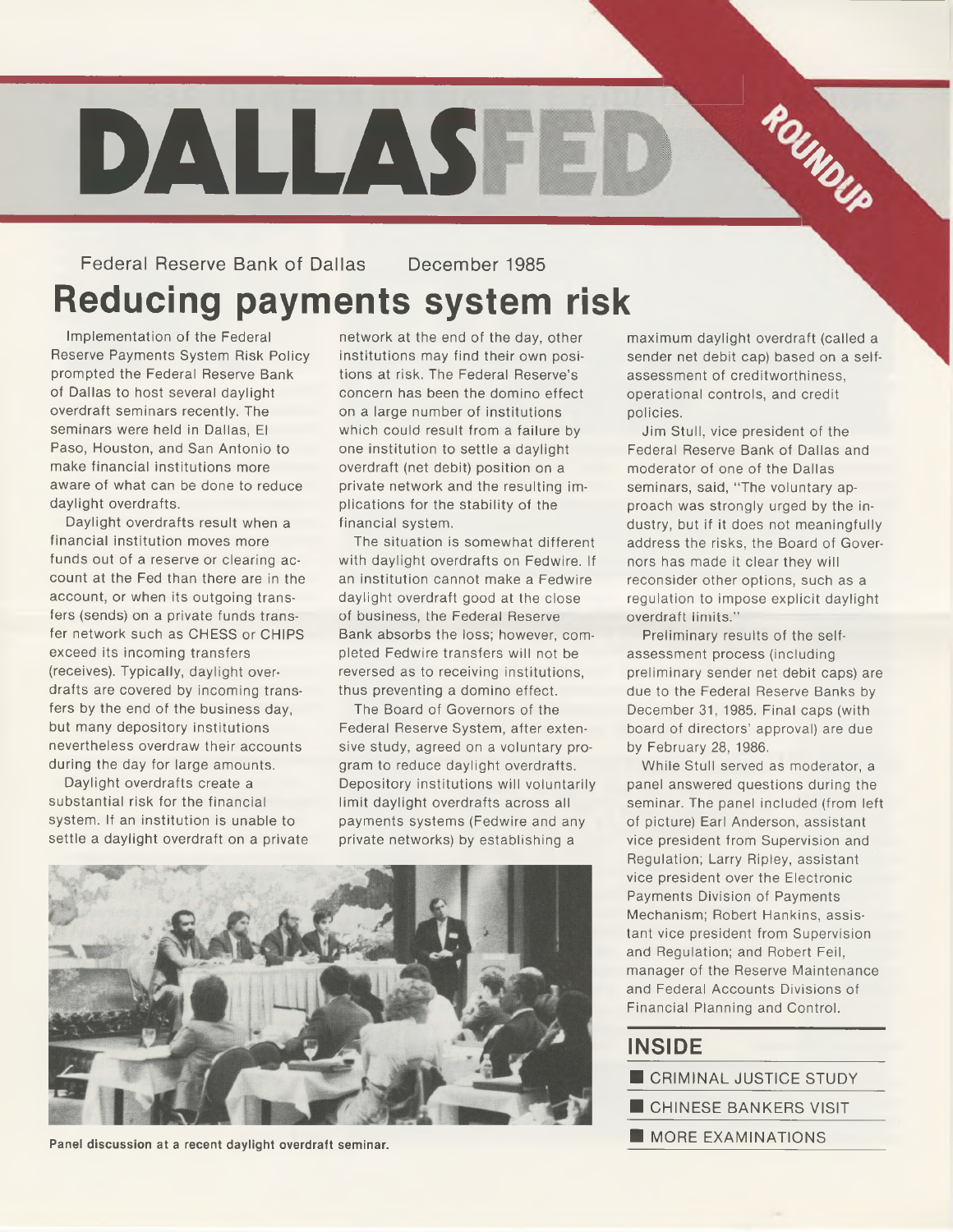# DALLASFED ROUNDUP

Federal Reserve Bank of Dallas December 1985

## Reducing payments system risk

Implementation of the Federal Reserve Payments System Risk Policy prompted the Federal Reserve Bank of Dallas to host several daylight overdraft seminars recently. The seminars were held in Dallas, El Paso, Houston, and San Antonio to make financial institutions more aware of what can be done to reduce daylight overdrafts.

Daylight overdrafts result when a financial institution moves more funds out of a reserve or clearing account at the Fed than there are in the account, or when its outgoing transfers (sends) on a private funds transfer network such as CHESS or CHIPS exceed its incoming transfers (receives). Typically, daylight overdrafts are covered by incoming transfers by the end of the business day, but many depository institutions nevertheless overdraw their accounts during the day for large amounts.

Daylight overdrafts create a substantial risk for the financial system. If an institution is unable to settle a daylight overdraft on a private network at the end of the day, other institutions may find their own positions at risk. The Federal Reserve's concern has been the domino effect on a large number of institutions which could result from a failure by one institution to settle a daylight overdraft (net debit) position on a private network and the resulting implications for the stability of the financial system.

The situation is somewhat different with daylight overdrafts on Fedwire. If an institution cannot make a Fedwire daylight overdraft good at the close of business, the Federal Reserve Bank absorbs the loss; however, completed Fedwire transfers will not be reversed as to receiving institutions, thus preventing a domino effect.

The Board of Governors of the Federal Reserve System, after extensive study, agreed on a voluntary program to reduce daylight overdrafts. Depository institutions will voluntarily limit daylight overdrafts across all payments systems (Fedwire and any private networks) by establishing a maximum daylight overdraft (called a sender net debit cap) based on a self-assessment of creditworthiness, operational controls, and credit policies.

Jim Stull, vice president of the Federal Reserve Bank of Dallas and moderator of one of the Dallas seminars, said, "The voluntary approach was strongly urged by the industry, but if it does not meaningfully address the risks, the Board of Governors has made it clear they will reconsider other options, such as a regulation to impose explicit daylight overdraft limits."

Preliminary results of the self-assessment process (including preliminary sender net debit caps) are due to the Federal Reserve Banks by December 31, 1985. Final caps (with board of directors' approval) are due by February 28, 1986.

While Stull served as moderator, a panel answered questions during the seminar. The panel included (from left of picture) Earl Anderson, assistant vice president from Supervision and Regulation; Larry Ripley, assistant vice president over the Electronic Payments Division of Payments Mechanism; Robert Hankins, assistant vice president from Supervision and Regulation; and Robert Feil, manager of the Reserve Maintenance and Federal Accounts Divisions of Financial Planning and Control.

Panel discussion at a recent daylight overdraft seminar.

## INSIDE

- CRIMINAL JUSTICE STUDY
- CHINESE BANKERS VISIT
- MORE EXAMINATIONS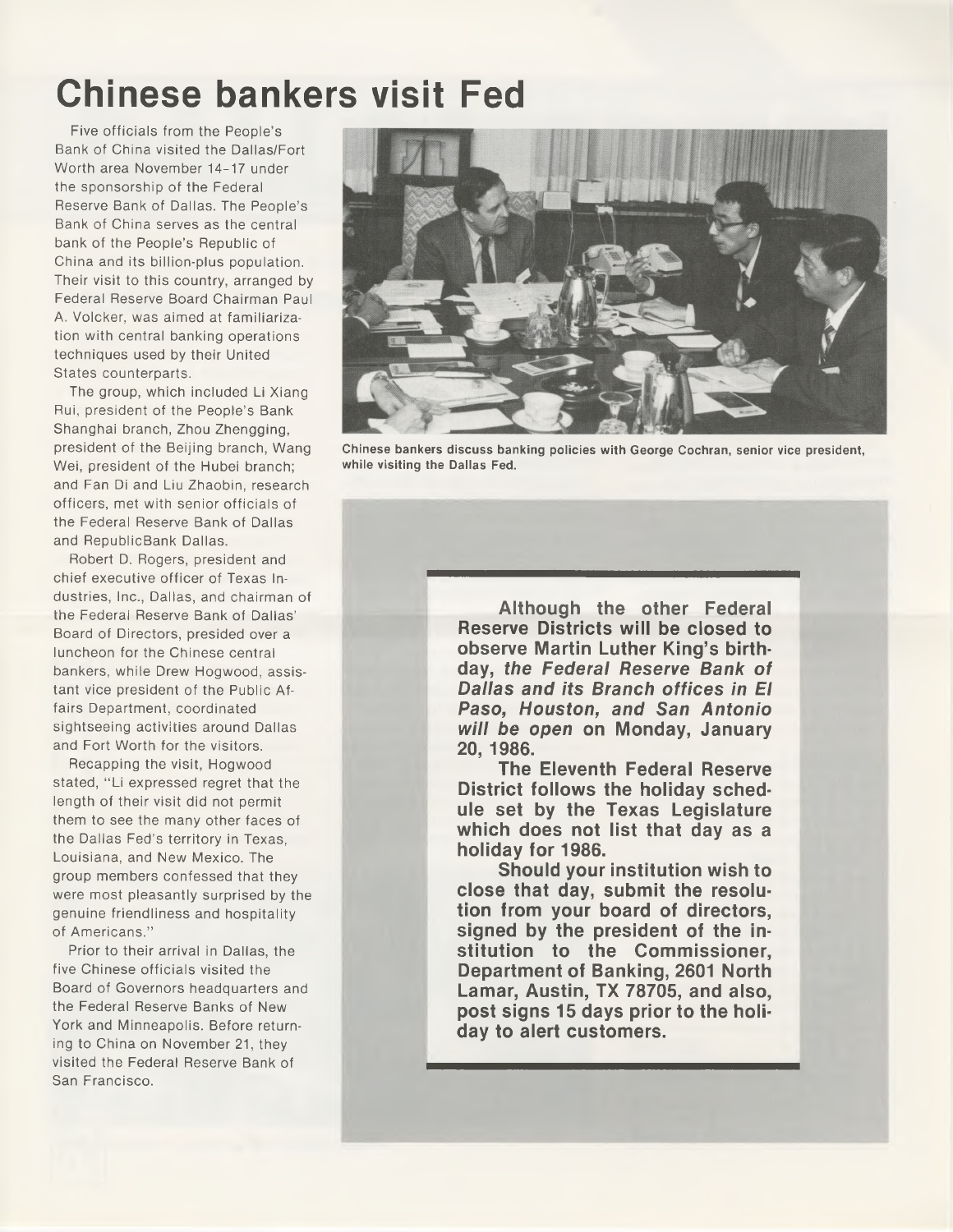# Chinese bankers visit Fed

Five officials from the People's Bank of China visited the Dallas/Fort Worth area November 14–17 under the sponsorship of the Federal Reserve Bank of Dallas. The People's Bank of China serves as the central bank of the People's Republic of China and its billion-plus population. Their visit to this country, arranged by Federal Reserve Board Chairman Paul A. Volcker, was aimed at familiarization with central banking operations techniques used by their United States counterparts.

The group, which included Li Xiang Rui, president of the People's Bank Shanghai branch, Zhou Zhengging, president of the Beijing branch, Wang Wei, president of the Hubei branch; and Fan Di and Liu Zhaobin, research officers, met with senior officials of the Federal Reserve Bank of Dallas and RepublicBank Dallas.

Robert D. Rogers, president and chief executive officer of Texas Industries, Inc., Dallas, and chairman of the Federal Reserve Bank of Dallas' Board of Directors, presided over a luncheon for the Chinese central bankers, while Drew Hogwood, assistant vice president of the Public Affairs Department, coordinated sightseeing activities around Dallas and Fort Worth for the visitors.

Recapping the visit, Hogwood stated, "Li expressed regret that the length of their visit did not permit them to see the many other faces of the Dallas Fed's territory in Texas, Louisiana, and New Mexico. The group members confessed that they were most pleasantly surprised by the genuine friendliness and hospitality of Americans."

Prior to their arrival in Dallas, the five Chinese officials visited the Board of Governors headquarters and the Federal Reserve Banks of New York and Minneapolis. Before returning to China on November 21, they visited the Federal Reserve Bank of San Francisco.

**Chinese bankers discuss banking policies with George Cochran, senior vice president, while visiting the Dallas Fed.**

---

**Although the other Federal Reserve Districts will be closed to observe Martin Luther King's birthday, *the Federal Reserve Bank of Dallas and its Branch offices in El Paso, Houston, and San Antonio will be open* on Monday, January 20, 1986.**

**The Eleventh Federal Reserve District follows the holiday schedule set by the Texas Legislature which does not list that day as a holiday for 1986.**

**Should your institution wish to close that day, submit the resolution from your board of directors, signed by the president of the institution to the Commissioner, Department of Banking, 2601 North Lamar, Austin, TX 78705, and also, post signs 15 days prior to the holiday to alert customers.**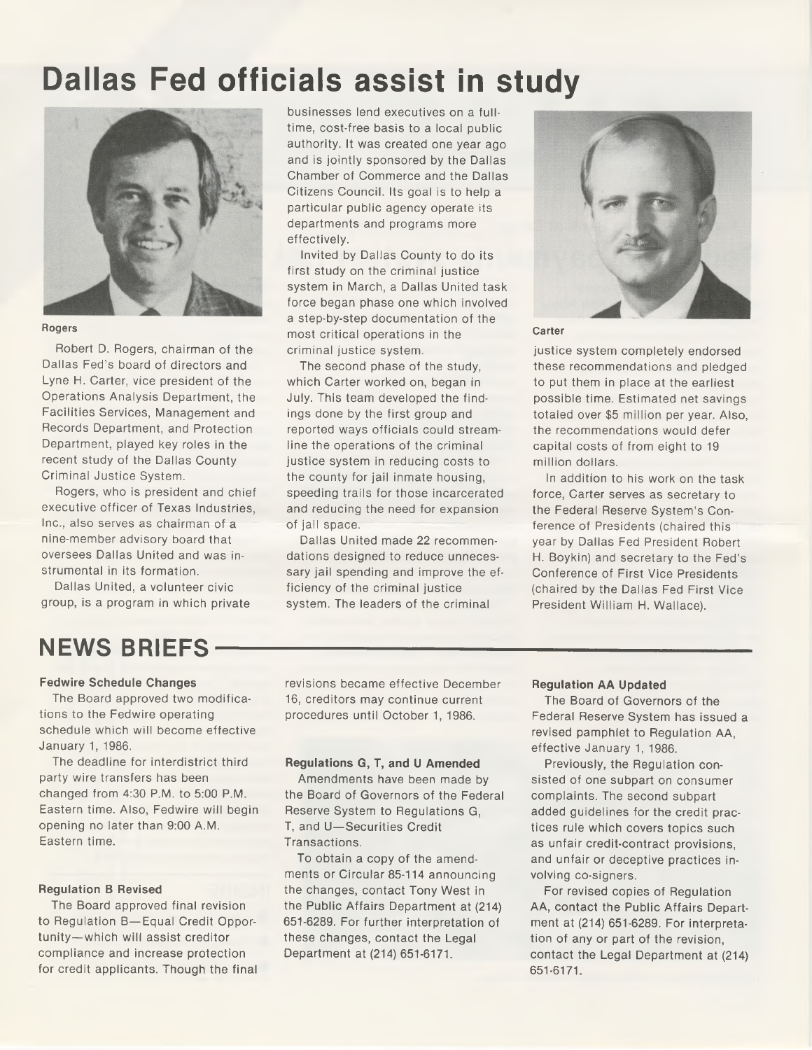# Dallas Fed officials assist in study

Rogers

Robert D. Rogers, chairman of the Dallas Fed's board of directors and Lyne H. Carter, vice president of the Operations Analysis Department, the Facilities Services, Management and Records Department, and Protection Department, played key roles in the recent study of the Dallas County Criminal Justice System.

Rogers, who is president and chief executive officer of Texas Industries, Inc., also serves as chairman of a nine-member advisory board that oversees Dallas United and was instrumental in its formation.

Dallas United, a volunteer civic group, is a program in which private businesses lend executives on a full-time, cost-free basis to a local public authority. It was created one year ago and is jointly sponsored by the Dallas Chamber of Commerce and the Dallas Citizens Council. Its goal is to help a particular public agency operate its departments and programs more effectively.

Invited by Dallas County to do its first study on the criminal justice system in March, a Dallas United task force began phase one which involved a step-by-step documentation of the most critical operations in the criminal justice system.

The second phase of the study, which Carter worked on, began in July. This team developed the findings done by the first group and reported ways officials could streamline the operations of the criminal justice system in reducing costs to the county for jail inmate housing, speeding trails for those incarcerated and reducing the need for expansion of jail space.

Dallas United made 22 recommendations designed to reduce unnecessary jail spending and improve the efficiency of the criminal justice system. The leaders of the criminal justice system completely endorsed these recommendations and pledged to put them in place at the earliest possible time. Estimated net savings totaled over $5 million per year. Also, the recommendations would defer capital costs of from eight to 19 million dollars.

Carter

In addition to his work on the task force, Carter serves as secretary to the Federal Reserve System's Conference of Presidents (chaired this year by Dallas Fed President Robert H. Boykin) and secretary to the Fed's Conference of First Vice Presidents (chaired by the Dallas Fed First Vice President William H. Wallace).

# NEWS BRIEFS

### Fedwire Schedule Changes

The Board approved two modifications to the Fedwire operating schedule which will become effective January 1, 1986.

The deadline for interdistrict third party wire transfers has been changed from 4:30 P.M. to 5:00 P.M. Eastern time. Also, Fedwire will begin opening no later than 9:00 A.M. Eastern time.

### Regulation B Revised

The Board approved final revision to Regulation B—Equal Credit Opportunity—which will assist creditor compliance and increase protection for credit applicants. Though the final revisions became effective December 16, creditors may continue current procedures until October 1, 1986.

### Regulations G, T, and U Amended

Amendments have been made by the Board of Governors of the Federal Reserve System to Regulations G, T, and U—Securities Credit Transactions.

To obtain a copy of the amendments or Circular 85-114 announcing the changes, contact Tony West in the Public Affairs Department at (214) 651-6289. For further interpretation of these changes, contact the Legal Department at (214) 651-6171.

### Regulation AA Updated

The Board of Governors of the Federal Reserve System has issued a revised pamphlet to Regulation AA, effective January 1, 1986.

Previously, the Regulation consisted of one subpart on consumer complaints. The second subpart added guidelines for the credit practices rule which covers topics such as unfair credit-contract provisions, and unfair or deceptive practices involving co-signers.

For revised copies of Regulation AA, contact the Public Affairs Department at (214) 651-6289. For interpretation of any or part of the revision, contact the Legal Department at (214) 651-6171.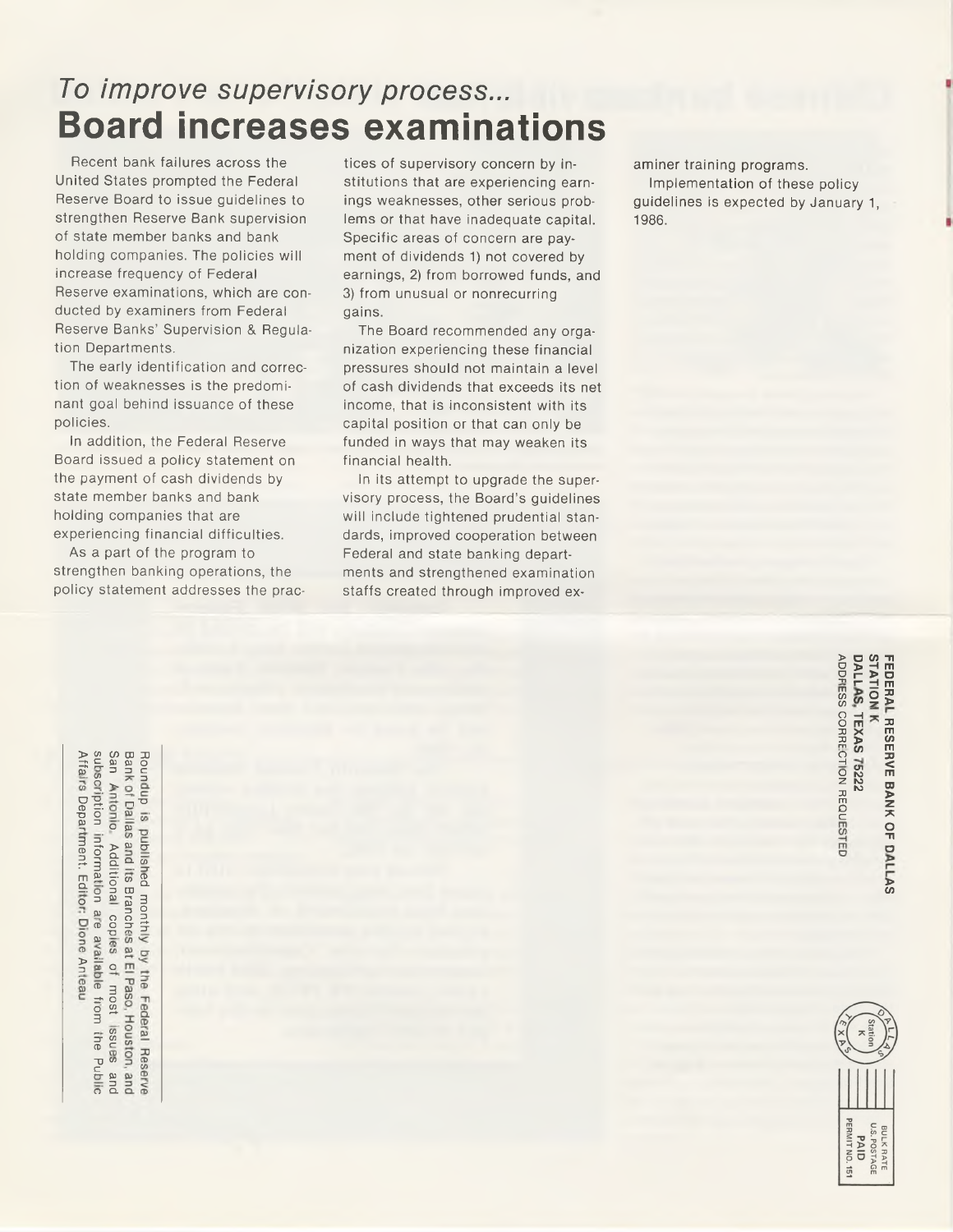## *To improve supervisory process...*

# Board increases examinations

Recent bank failures across the United States prompted the Federal Reserve Board to issue guidelines to strengthen Reserve Bank supervision of state member banks and bank holding companies. The policies will increase frequency of Federal Reserve examinations, which are conducted by examiners from Federal Reserve Banks' Supervision & Regulation Departments.

The early identification and correction of weaknesses is the predominant goal behind issuance of these policies.

In addition, the Federal Reserve Board issued a policy statement on the payment of cash dividends by state member banks and bank holding companies that are experiencing financial difficulties.

As a part of the program to strengthen banking operations, the policy statement addresses the practices of supervisory concern by institutions that are experiencing earnings weaknesses, other serious problems or that have inadequate capital. Specific areas of concern are payment of dividends 1) not covered by earnings, 2) from borrowed funds, and 3) from unusual or nonrecurring gains.

The Board recommended any organization experiencing these financial pressures should not maintain a level of cash dividends that exceeds its net income, that is inconsistent with its capital position or that can only be funded in ways that may weaken its financial health.

In its attempt to upgrade the supervisory process, the Board's guidelines will include tightened prudential standards, improved cooperation between Federal and state banking departments and strengthened examination staffs created through improved examiner training programs.

Implementation of these policy guidelines is expected by January 1, 1986.

Roundup is published monthly by the Federal Reserve Bank of Dallas and its Branches at El Paso, Houston, and San Antonio. Additional copies of most issues and subscription information are available from the Public Affairs Department. Editor: Dione Anteau

**FEDERAL RESERVE BANK OF DALLAS**
**STATION K**
**DALLAS, TEXAS 75222**
ADDRESS CORRECTION REQUESTED

DALLAS Station K TEXAS

BULK RATE
U.S. POSTAGE
PAID
PERMIT NO. 151